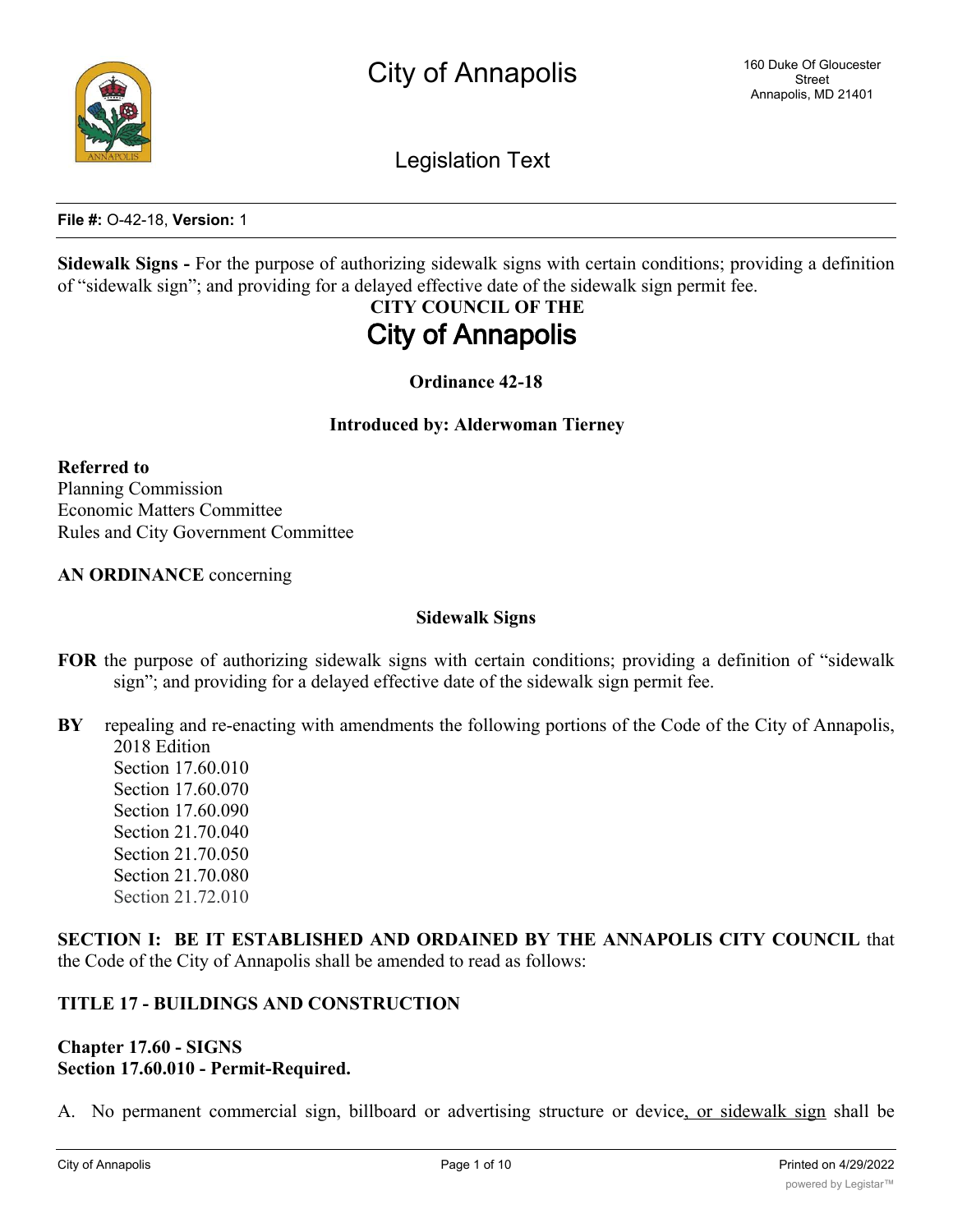# City of Annapolis

160 Duke Of Gloucester Street
Annapolis, MD 21401

Legislation Text

**File #:** O-42-18, **Version:** 1

**Sidewalk Signs -** For the purpose of authorizing sidewalk signs with certain conditions; providing a definition of "sidewalk sign"; and providing for a delayed effective date of the sidewalk sign permit fee.

**CITY COUNCIL OF THE**

## City of Annapolis

**Ordinance 42-18**

**Introduced by: Alderwoman Tierney**

**Referred to**
Planning Commission
Economic Matters Committee
Rules and City Government Committee

**AN ORDINANCE** concerning

**Sidewalk Signs**

**FOR** the purpose of authorizing sidewalk signs with certain conditions; providing a definition of "sidewalk sign"; and providing for a delayed effective date of the sidewalk sign permit fee.

**BY** repealing and re-enacting with amendments the following portions of the Code of the City of Annapolis, 2018 Edition
Section 17.60.010
Section 17.60.070
Section 17.60.090
Section 21.70.040
Section 21.70.050
Section 21.70.080
Section 21.72.010

**SECTION I: BE IT ESTABLISHED AND ORDAINED BY THE ANNAPOLIS CITY COUNCIL** that the Code of the City of Annapolis shall be amended to read as follows:

**TITLE 17 - BUILDINGS AND CONSTRUCTION**

**Chapter 17.60 - SIGNS**
**Section 17.60.010 - Permit-Required.**

A. No permanent commercial sign, billboard or advertising structure or device, or sidewalk sign shall be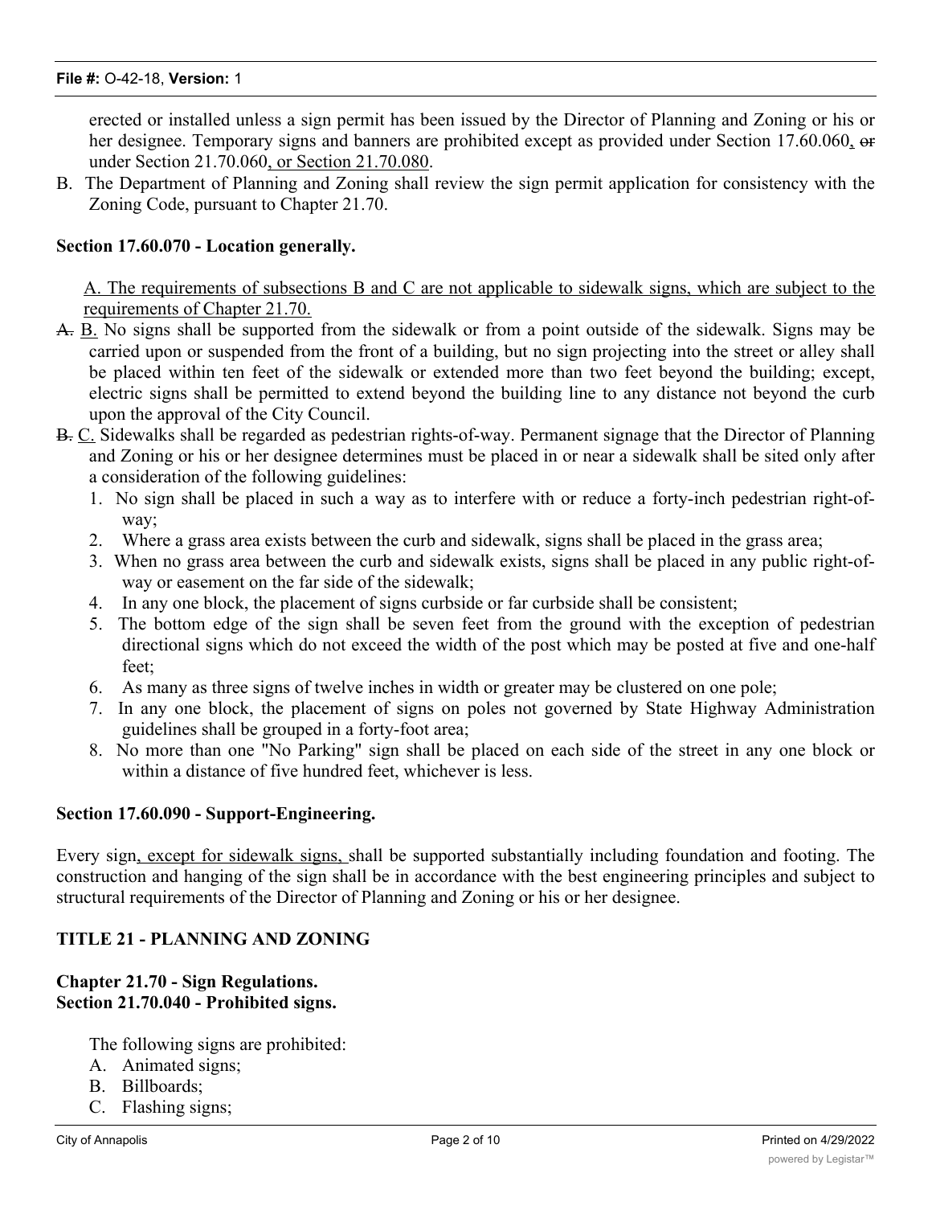erected or installed unless a sign permit has been issued by the Director of Planning and Zoning or his or her designee. Temporary signs and banners are prohibited except as provided under Section 17.60.060<u>,</u> ~~or~~ under Section 21.70.060<u>, or Section 21.70.080</u>.

B. The Department of Planning and Zoning shall review the sign permit application for consistency with the Zoning Code, pursuant to Chapter 21.70.

**Section 17.60.070 - Location generally.**

<u>A. The requirements of subsections B and C are not applicable to sidewalk signs, which are subject to the requirements of Chapter 21.70.</u>

~~A.~~ <u>B.</u> No signs shall be supported from the sidewalk or from a point outside of the sidewalk. Signs may be carried upon or suspended from the front of a building, but no sign projecting into the street or alley shall be placed within ten feet of the sidewalk or extended more than two feet beyond the building; except, electric signs shall be permitted to extend beyond the building line to any distance not beyond the curb upon the approval of the City Council.

~~B.~~ <u>C.</u> Sidewalks shall be regarded as pedestrian rights-of-way. Permanent signage that the Director of Planning and Zoning or his or her designee determines must be placed in or near a sidewalk shall be sited only after a consideration of the following guidelines:

1. No sign shall be placed in such a way as to interfere with or reduce a forty-inch pedestrian right-of-way;
2. Where a grass area exists between the curb and sidewalk, signs shall be placed in the grass area;
3. When no grass area between the curb and sidewalk exists, signs shall be placed in any public right-of-way or easement on the far side of the sidewalk;
4. In any one block, the placement of signs curbside or far curbside shall be consistent;
5. The bottom edge of the sign shall be seven feet from the ground with the exception of pedestrian directional signs which do not exceed the width of the post which may be posted at five and one-half feet;
6. As many as three signs of twelve inches in width or greater may be clustered on one pole;
7. In any one block, the placement of signs on poles not governed by State Highway Administration guidelines shall be grouped in a forty-foot area;
8. No more than one "No Parking" sign shall be placed on each side of the street in any one block or within a distance of five hundred feet, whichever is less.

**Section 17.60.090 - Support-Engineering.**

Every sign<u>, except for sidewalk signs,</u> shall be supported substantially including foundation and footing. The construction and hanging of the sign shall be in accordance with the best engineering principles and subject to structural requirements of the Director of Planning and Zoning or his or her designee.

**TITLE 21 - PLANNING AND ZONING**

**Chapter 21.70 - Sign Regulations.**
**Section 21.70.040 - Prohibited signs.**

The following signs are prohibited:

A. Animated signs;
B. Billboards;
C. Flashing signs;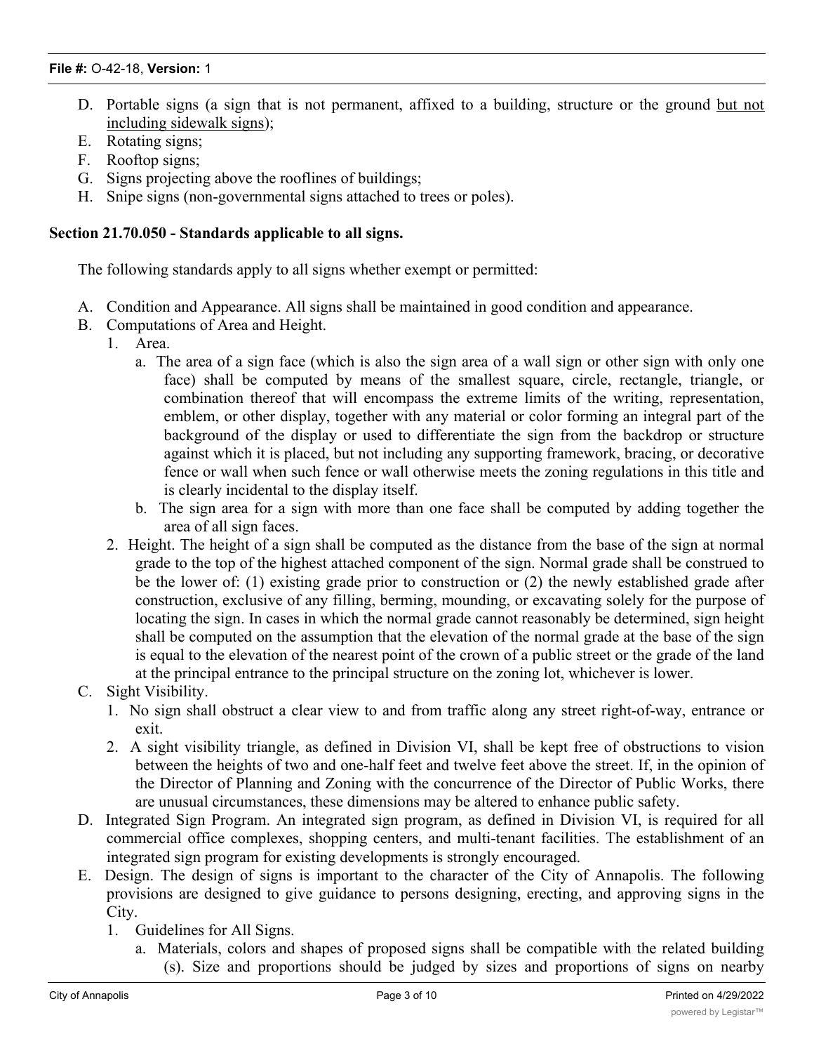D. Portable signs (a sign that is not permanent, affixed to a building, structure or the ground <u>but not including sidewalk signs</u>);
E. Rotating signs;
F. Rooftop signs;
G. Signs projecting above the rooflines of buildings;
H. Snipe signs (non-governmental signs attached to trees or poles).

**Section 21.70.050 - Standards applicable to all signs.**

The following standards apply to all signs whether exempt or permitted:

A. Condition and Appearance. All signs shall be maintained in good condition and appearance.
B. Computations of Area and Height.
   1. Area.
      a. The area of a sign face (which is also the sign area of a wall sign or other sign with only one face) shall be computed by means of the smallest square, circle, rectangle, triangle, or combination thereof that will encompass the extreme limits of the writing, representation, emblem, or other display, together with any material or color forming an integral part of the background of the display or used to differentiate the sign from the backdrop or structure against which it is placed, but not including any supporting framework, bracing, or decorative fence or wall when such fence or wall otherwise meets the zoning regulations in this title and is clearly incidental to the display itself.
      b. The sign area for a sign with more than one face shall be computed by adding together the area of all sign faces.
   2. Height. The height of a sign shall be computed as the distance from the base of the sign at normal grade to the top of the highest attached component of the sign. Normal grade shall be construed to be the lower of: (1) existing grade prior to construction or (2) the newly established grade after construction, exclusive of any filling, berming, mounding, or excavating solely for the purpose of locating the sign. In cases in which the normal grade cannot reasonably be determined, sign height shall be computed on the assumption that the elevation of the normal grade at the base of the sign is equal to the elevation of the nearest point of the crown of a public street or the grade of the land at the principal entrance to the principal structure on the zoning lot, whichever is lower.
C. Sight Visibility.
   1. No sign shall obstruct a clear view to and from traffic along any street right-of-way, entrance or exit.
   2. A sight visibility triangle, as defined in Division VI, shall be kept free of obstructions to vision between the heights of two and one-half feet and twelve feet above the street. If, in the opinion of the Director of Planning and Zoning with the concurrence of the Director of Public Works, there are unusual circumstances, these dimensions may be altered to enhance public safety.
D. Integrated Sign Program. An integrated sign program, as defined in Division VI, is required for all commercial office complexes, shopping centers, and multi-tenant facilities. The establishment of an integrated sign program for existing developments is strongly encouraged.
E. Design. The design of signs is important to the character of the City of Annapolis. The following provisions are designed to give guidance to persons designing, erecting, and approving signs in the City.
   1. Guidelines for All Signs.
      a. Materials, colors and shapes of proposed signs shall be compatible with the related building (s). Size and proportions should be judged by sizes and proportions of signs on nearby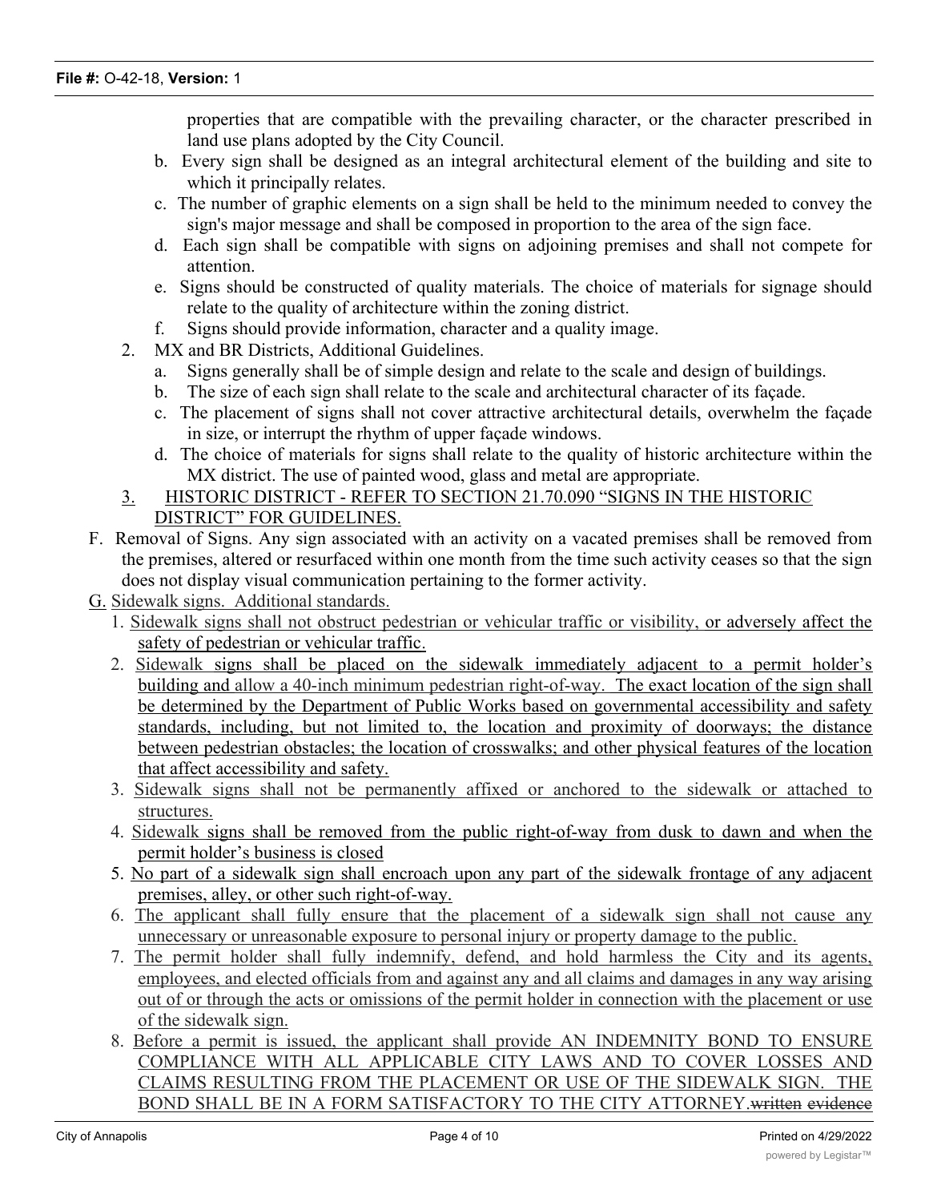properties that are compatible with the prevailing character, or the character prescribed in land use plans adopted by the City Council.

- b. Every sign shall be designed as an integral architectural element of the building and site to which it principally relates.
- c. The number of graphic elements on a sign shall be held to the minimum needed to convey the sign's major message and shall be composed in proportion to the area of the sign face.
- d. Each sign shall be compatible with signs on adjoining premises and shall not compete for attention.
- e. Signs should be constructed of quality materials. The choice of materials for signage should relate to the quality of architecture within the zoning district.
- f. Signs should provide information, character and a quality image.

2. MX and BR Districts, Additional Guidelines.
   - a. Signs generally shall be of simple design and relate to the scale and design of buildings.
   - b. The size of each sign shall relate to the scale and architectural character of its façade.
   - c. The placement of signs shall not cover attractive architectural details, overwhelm the façade in size, or interrupt the rhythm of upper façade windows.
   - d. The choice of materials for signs shall relate to the quality of historic architecture within the MX district. The use of painted wood, glass and metal are appropriate.
3. HISTORIC DISTRICT - REFER TO SECTION 21.70.090 “SIGNS IN THE HISTORIC DISTRICT” FOR GUIDELINES.

F. Removal of Signs. Any sign associated with an activity on a vacated premises shall be removed from the premises, altered or resurfaced within one month from the time such activity ceases so that the sign does not display visual communication pertaining to the former activity.

G. Sidewalk signs. Additional standards.

1. Sidewalk signs shall not obstruct pedestrian or vehicular traffic or visibility, or adversely affect the safety of pedestrian or vehicular traffic.
2. Sidewalk signs shall be placed on the sidewalk immediately adjacent to a permit holder’s building and allow a 40-inch minimum pedestrian right-of-way. The exact location of the sign shall be determined by the Department of Public Works based on governmental accessibility and safety standards, including, but not limited to, the location and proximity of doorways; the distance between pedestrian obstacles; the location of crosswalks; and other physical features of the location that affect accessibility and safety.
3. Sidewalk signs shall not be permanently affixed or anchored to the sidewalk or attached to structures.
4. Sidewalk signs shall be removed from the public right-of-way from dusk to dawn and when the permit holder’s business is closed
5. No part of a sidewalk sign shall encroach upon any part of the sidewalk frontage of any adjacent premises, alley, or other such right-of-way.
6. The applicant shall fully ensure that the placement of a sidewalk sign shall not cause any unnecessary or unreasonable exposure to personal injury or property damage to the public.
7. The permit holder shall fully indemnify, defend, and hold harmless the City and its agents, employees, and elected officials from and against any and all claims and damages in any way arising out of or through the acts or omissions of the permit holder in connection with the placement or use of the sidewalk sign.
8. Before a permit is issued, the applicant shall provide AN INDEMNITY BOND TO ENSURE COMPLIANCE WITH ALL APPLICABLE CITY LAWS AND TO COVER LOSSES AND CLAIMS RESULTING FROM THE PLACEMENT OR USE OF THE SIDEWALK SIGN. THE BOND SHALL BE IN A FORM SATISFACTORY TO THE CITY ATTORNEY.~~written evidence~~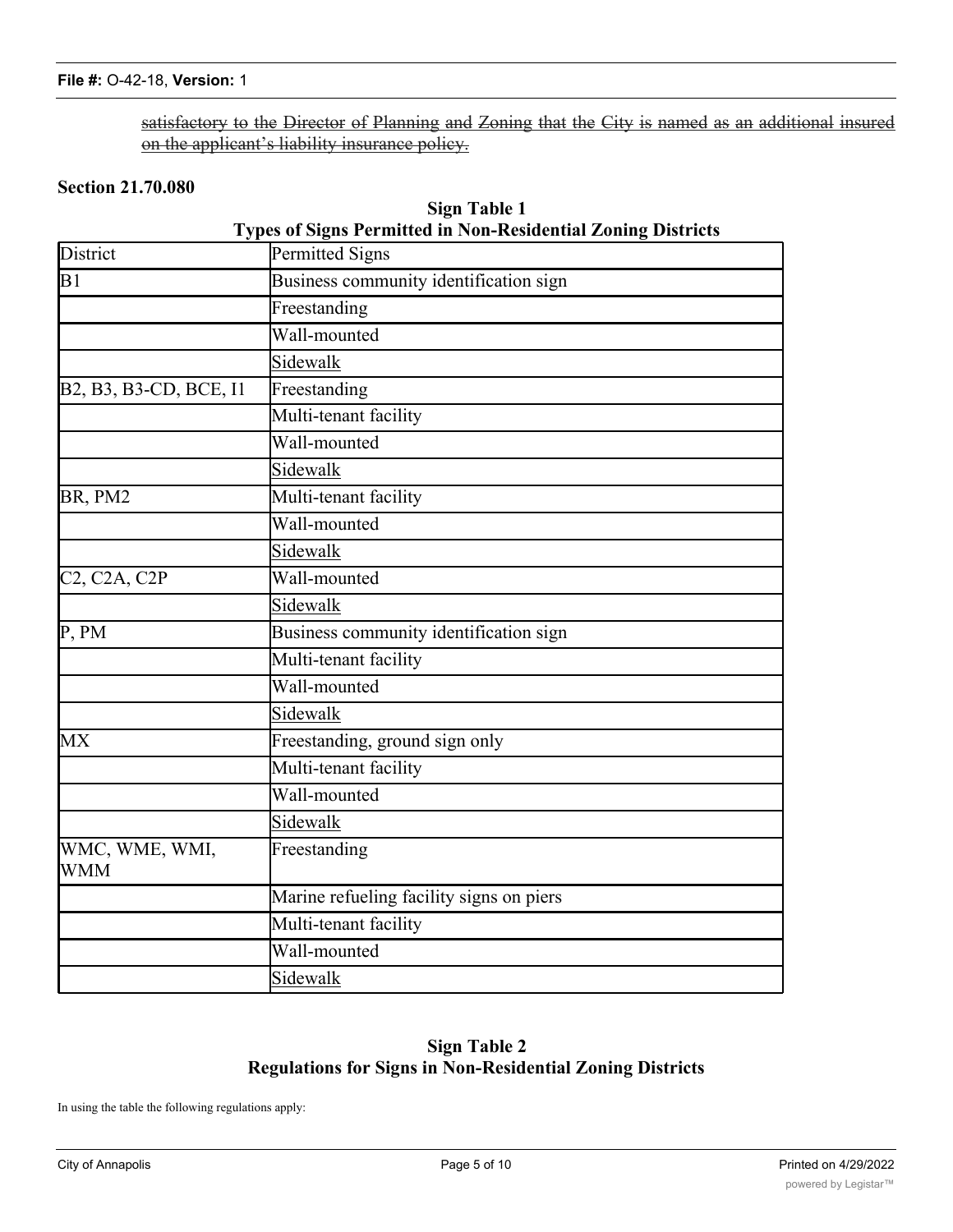~~satisfactory to the Director of Planning and Zoning that the City is named as an additional insured on the applicant's liability insurance policy.~~

**Section 21.70.080**

**Sign Table 1**
**Types of Signs Permitted in Non-Residential Zoning Districts**

| District | Permitted Signs |
|---|---|
| B1 | Business community identification sign |
| | Freestanding |
| | Wall-mounted |
| | <u>Sidewalk</u> |
| B2, B3, B3-CD, BCE, I1 | Freestanding |
| | Multi-tenant facility |
| | Wall-mounted |
| | <u>Sidewalk</u> |
| BR, PM2 | Multi-tenant facility |
| | Wall-mounted |
| | <u>Sidewalk</u> |
| C2, C2A, C2P | Wall-mounted |
| | <u>Sidewalk</u> |
| P, PM | Business community identification sign |
| | Multi-tenant facility |
| | Wall-mounted |
| | <u>Sidewalk</u> |
| MX | Freestanding, ground sign only |
| | Multi-tenant facility |
| | Wall-mounted |
| | <u>Sidewalk</u> |
| WMC, WME, WMI, WMM | Freestanding |
| | Marine refueling facility signs on piers |
| | Multi-tenant facility |
| | Wall-mounted |
| | <u>Sidewalk</u> |

**Sign Table 2**
**Regulations for Signs in Non-Residential Zoning Districts**

In using the table the following regulations apply: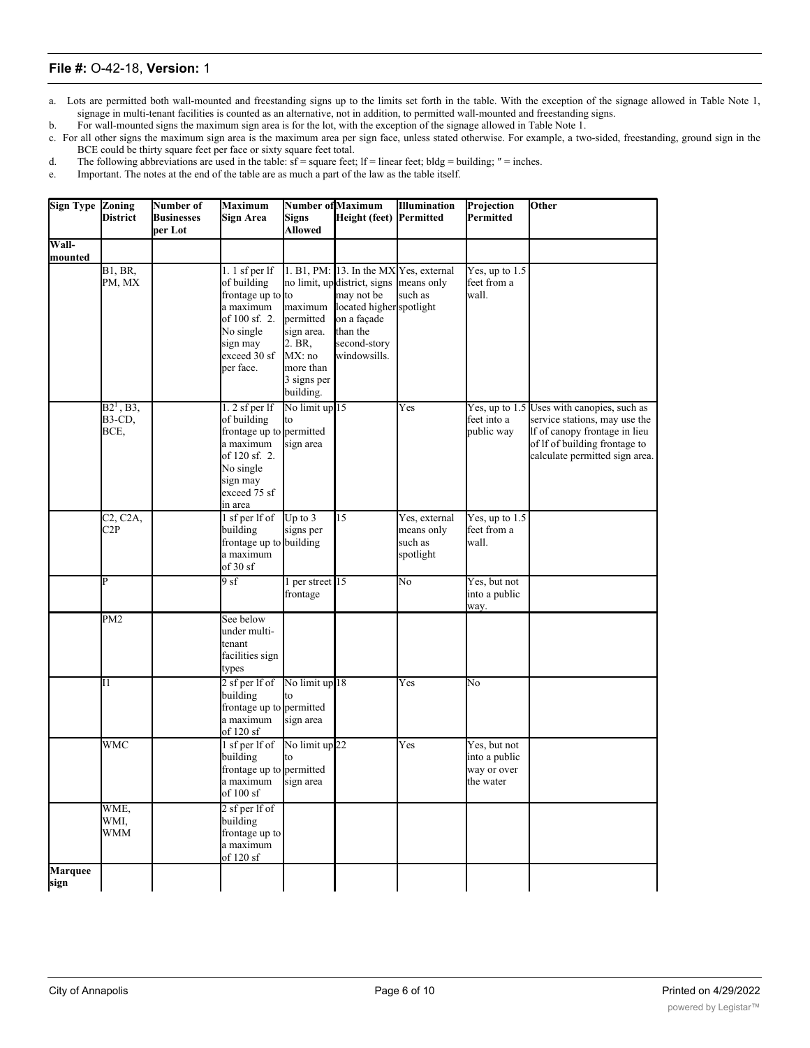a. Lots are permitted both wall-mounted and freestanding signs up to the limits set forth in the table. With the exception of the signage allowed in Table Note 1, signage in multi-tenant facilities is counted as an alternative, not in addition, to permitted wall-mounted and freestanding signs.

b. For wall-mounted signs the maximum sign area is for the lot, with the exception of the signage allowed in Table Note 1.

c. For all other signs the maximum sign area is the maximum area per sign face, unless stated otherwise. For example, a two-sided, freestanding, ground sign in the BCE could be thirty square feet per face or sixty square feet total.

d. The following abbreviations are used in the table: sf = square feet; lf = linear feet; bldg = building; ″ = inches.

e. Important. The notes at the end of the table are as much a part of the law as the table itself.

| Sign Type | Zoning District | Number of Businesses per Lot | Maximum Sign Area | Number of Signs Allowed | Maximum Height (feet) | Illumination Permitted | Projection Permitted | Other |
|---|---|---|---|---|---|---|---|---|
| **Wall-mounted** | | | | | | | | |
| | B1, BR, PM, MX | | 1. 1 sf per lf of building frontage up to a maximum of 100 sf. 2. No single sign may exceed 30 sf per face. | 1. B1, PM: no limit, up to maximum permitted sign area. 2. BR, MX: no more than 3 signs per building. | 13. In the MX district, signs may not be located higher on a façade than the second-story windowsills. | Yes, external means only such as spotlight | Yes, up to 1.5 feet from a wall. | |
| | B2[1], B3, B3-CD, BCE, | | 1. 2 sf per lf of building frontage up to a maximum of 120 sf. 2. No single sign may exceed 75 sf in area | No limit up to permitted sign area | 15 | Yes | Yes, up to 1.5 feet into a public way | Uses with canopies, such as service stations, may use the lf of canopy frontage in lieu of lf of building frontage to calculate permitted sign area. |
| | C2, C2A, C2P | | 1 sf per lf of building frontage up to a maximum of 30 sf | Up to 3 signs per building | 15 | Yes, external means only such as spotlight | Yes, up to 1.5 feet from a wall. | |
| | P | | 9 sf | 1 per street frontage | 15 | No | Yes, but not into a public way. | |
| | PM2 | | See below under multi-tenant facilities sign types | | | | | |
| | I1 | | 2 sf per lf of building frontage up to a maximum of 120 sf | No limit up to permitted sign area | 18 | Yes | No | |
| | WMC | | 1 sf per lf of building frontage up to a maximum of 100 sf | No limit up to permitted sign area | 22 | Yes | Yes, but not into a public way or over the water | |
| | WME, WMI, WMM | | 2 sf per lf of building frontage up to a maximum of 120 sf | | | | | |
| **Marquee sign** | | | | | | | | |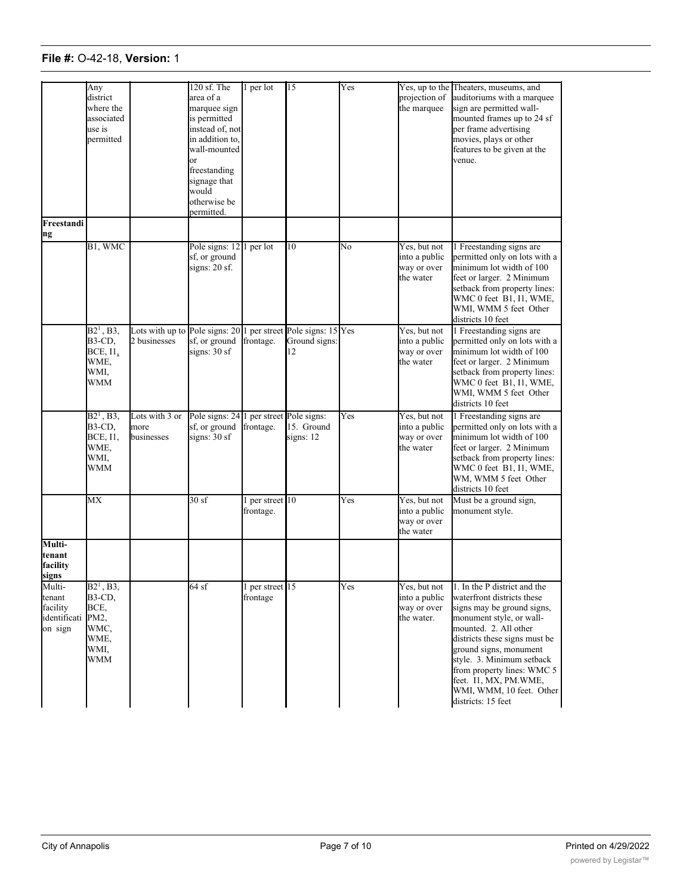**File #:** O-42-18, **Version:** 1

| | | | | | | | | |
|---|---|---|---|---|---|---|---|---|
| | Any district where the associated use is permitted | | 120 sf. The area of a marquee sign is permitted instead of, not in addition to, wall-mounted or freestanding signage that would otherwise be permitted. | 1 per lot | 15 | Yes | Yes, up to the projection of the marquee | Theaters, museums, and auditoriums with a marquee sign are permitted wall-mounted frames up to 24 sf per frame advertising movies, plays or other features to be given at the venue. |
| **Freestanding** | | | | | | | | |
| | B1, WMC | | Pole signs: 12 sf, or ground signs: 20 sf. | 1 per lot | 10 | No | Yes, but not into a public way or over the water | 1 Freestanding signs are permitted only on lots with a minimum lot width of 100 feet or larger. 2 Minimum setback from property lines: WMC 0 feet B1, I1, WME, WMI, WMM 5 feet Other districts 10 feet |
| | B2[1], B3, B3-CD, BCE, I1, WME, WMI, WMM | Lots with up to 2 businesses | Pole signs: 20 sf, or ground signs: 30 sf | 1 per street frontage. | Pole signs: 15 Ground signs: 12 | Yes | Yes, but not into a public way or over the water | 1 Freestanding signs are permitted only on lots with a minimum lot width of 100 feet or larger. 2 Minimum setback from property lines: WMC 0 feet B1, I1, WME, WMI, WMM 5 feet Other districts 10 feet |
| | B2[1], B3, B3-CD, BCE, I1, WME, WMI, WMM | Lots with 3 or more businesses | Pole signs: 24 sf, or ground signs: 30 sf | 1 per street frontage. | Pole signs: 15. Ground signs: 12 | Yes | Yes, but not into a public way or over the water | 1 Freestanding signs are permitted only on lots with a minimum lot width of 100 feet or larger. 2 Minimum setback from property lines: WMC 0 feet B1, I1, WME, WM, WMM 5 feet Other districts 10 feet |
| | MX | | 30 sf | 1 per street frontage. | 10 | Yes | Yes, but not into a public way or over the water | Must be a ground sign, monument style. |
| **Multi-tenant facility signs** | | | | | | | | |
| Multi-tenant facility identification sign | B2[1], B3, B3-CD, BCE, PM2, WMC, WME, WMI, WMM | | 64 sf | 1 per street frontage | 15 | Yes | Yes, but not into a public way or over the water. | 1. In the P district and the waterfront districts these signs may be ground signs, monument style, or wall-mounted. 2. All other districts these signs must be ground signs, monument style. 3. Minimum setback from property lines: WMC 5 feet. I1, MX, PM.WME, WMI, WMM, 10 feet. Other districts: 15 feet |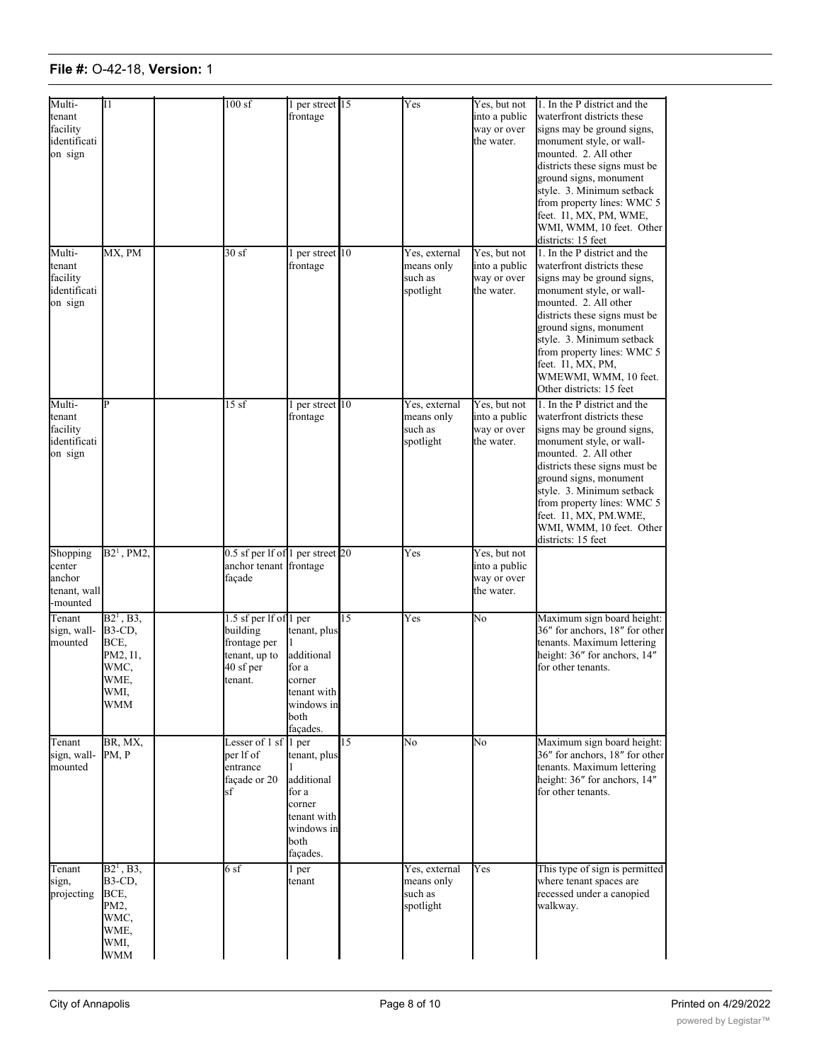| | | | | | | | | |
|---|---|---|---|---|---|---|---|---|
| Multi-tenant facility identification sign | I1 | | 100 sf | 1 per street frontage | 15 | Yes | Yes, but not into a public way or over the water. | 1. In the P district and the waterfront districts these signs may be ground signs, monument style, or wall-mounted. 2. All other districts these signs must be ground signs, monument style. 3. Minimum setback from property lines: WMC 5 feet. I1, MX, PM, WME, WMI, WMM, 10 feet. Other districts: 15 feet |
| Multi-tenant facility identification sign | MX, PM | | 30 sf | 1 per street frontage | 10 | Yes, external means only such as spotlight | Yes, but not into a public way or over the water. | 1. In the P district and the waterfront districts these signs may be ground signs, monument style, or wall-mounted. 2. All other districts these signs must be ground signs, monument style. 3. Minimum setback from property lines: WMC 5 feet. I1, MX, PM, WMEWMI, WMM, 10 feet. Other districts: 15 feet |
| Multi-tenant facility identification sign | P | | 15 sf | 1 per street frontage | 10 | Yes, external means only such as spotlight | Yes, but not into a public way or over the water. | 1. In the P district and the waterfront districts these signs may be ground signs, monument style, or wall-mounted. 2. All other districts these signs must be ground signs, monument style. 3. Minimum setback from property lines: WMC 5 feet. I1, MX, PM.WME, WMI, WMM, 10 feet. Other districts: 15 feet |
| Shopping center anchor tenant, wall-mounted | B2[1], PM2, | | 0.5 sf per lf of anchor tenant façade | 1 per street frontage | 20 | Yes | Yes, but not into a public way or over the water. | |
| Tenant sign, wall-mounted | B2[1], B3, B3-CD, BCE, PM2, I1, WMC, WME, WMI, WMM | | 1.5 sf per lf of building frontage per tenant, up to 40 sf per tenant. | 1 per tenant, plus 1 additional for a corner tenant with windows in both façades. | 15 | Yes | No | Maximum sign board height: 36″ for anchors, 18″ for other tenants. Maximum lettering height: 36″ for anchors, 14″ for other tenants. |
| Tenant sign, wall-mounted | BR, MX, PM, P | | Lesser of 1 sf per lf of entrance façade or 20 sf | 1 per tenant, plus 1 additional for a corner tenant with windows in both façades. | 15 | No | No | Maximum sign board height: 36″ for anchors, 18″ for other tenants. Maximum lettering height: 36″ for anchors, 14″ for other tenants. |
| Tenant sign, projecting | B2[1], B3, B3-CD, BCE, PM2, WMC, WME, WMI, WMM | | 6 sf | 1 per tenant | | Yes, external means only such as spotlight | Yes | This type of sign is permitted where tenant spaces are recessed under a canopied walkway. |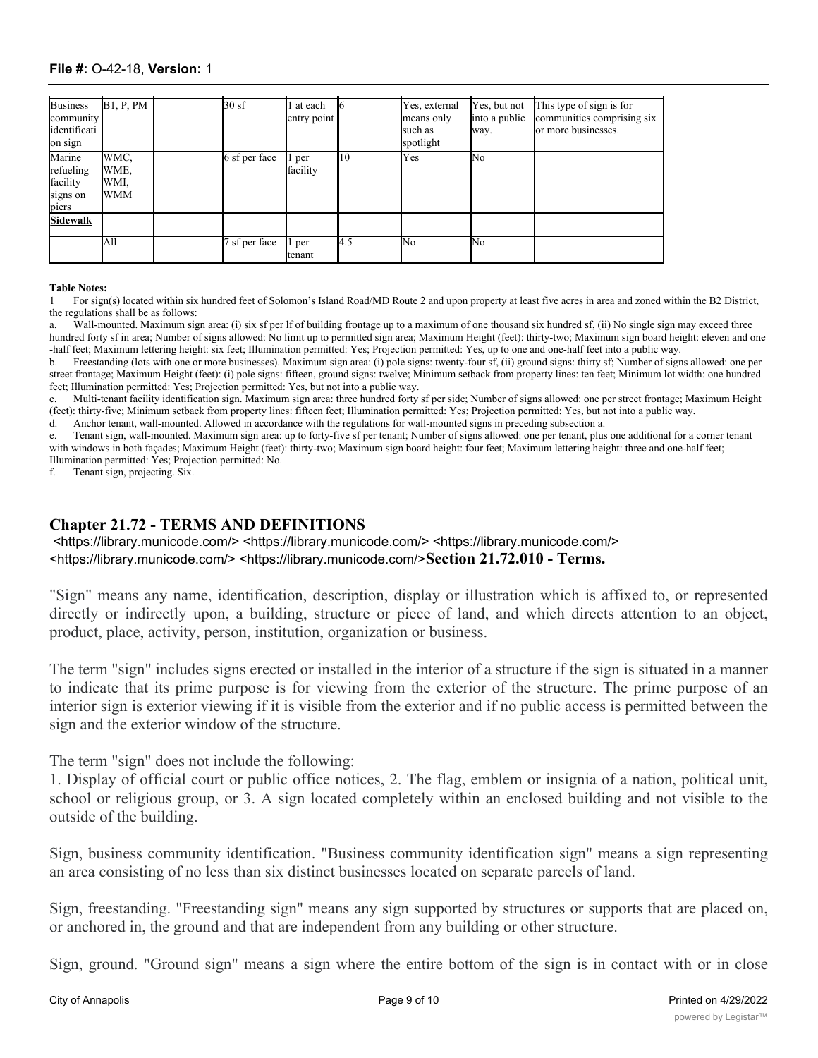| | | | | | | | | |
|---|---|---|---|---|---|---|---|---|
| Business community identification sign | B1, P, PM | | 30 sf | 1 at each entry point | 6 | Yes, external means only such as spotlight | Yes, but not into a public way. | This type of sign is for communities comprising six or more businesses. |
| Marine refueling facility signs on piers | WMC, WME, WMI, WMM | | 6 sf per face | 1 per facility | 10 | Yes | No | |
| **Sidewalk** | | | | | | | | |
| | All | | 7 sf per face | 1 per tenant | 4.5 | No | No | |

**Table Notes:**

1 For sign(s) located within six hundred feet of Solomon's Island Road/MD Route 2 and upon property at least five acres in area and zoned within the B2 District, the regulations shall be as follows:

a. Wall-mounted. Maximum sign area: (i) six sf per lf of building frontage up to a maximum of one thousand six hundred sf, (ii) No single sign may exceed three hundred forty sf in area; Number of signs allowed: No limit up to permitted sign area; Maximum Height (feet): thirty-two; Maximum sign board height: eleven and one -half feet; Maximum lettering height: six feet; Illumination permitted: Yes; Projection permitted: Yes, up to one and one-half feet into a public way.

b. Freestanding (lots with one or more businesses). Maximum sign area: (i) pole signs: twenty-four sf, (ii) ground signs: thirty sf; Number of signs allowed: one per street frontage; Maximum Height (feet): (i) pole signs: fifteen, ground signs: twelve; Minimum setback from property lines: ten feet; Minimum lot width: one hundred feet; Illumination permitted: Yes; Projection permitted: Yes, but not into a public way.

c. Multi-tenant facility identification sign. Maximum sign area: three hundred forty sf per side; Number of signs allowed: one per street frontage; Maximum Height (feet): thirty-five; Minimum setback from property lines: fifteen feet; Illumination permitted: Yes; Projection permitted: Yes, but not into a public way.

d. Anchor tenant, wall-mounted. Allowed in accordance with the regulations for wall-mounted signs in preceding subsection a.

e. Tenant sign, wall-mounted. Maximum sign area: up to forty-five sf per tenant; Number of signs allowed: one per tenant, plus one additional for a corner tenant with windows in both façades; Maximum Height (feet): thirty-two; Maximum sign board height: four feet; Maximum lettering height: three and one-half feet; Illumination permitted: Yes; Projection permitted: No.

f. Tenant sign, projecting. Six.

## Chapter 21.72 - TERMS AND DEFINITIONS

<https://library.municode.com/> <https://library.municode.com/> <https://library.municode.com/> <https://library.municode.com/> <https://library.municode.com/>**Section 21.72.010 - Terms.**

"Sign" means any name, identification, description, display or illustration which is affixed to, or represented directly or indirectly upon, a building, structure or piece of land, and which directs attention to an object, product, place, activity, person, institution, organization or business.

The term "sign" includes signs erected or installed in the interior of a structure if the sign is situated in a manner to indicate that its prime purpose is for viewing from the exterior of the structure. The prime purpose of an interior sign is exterior viewing if it is visible from the exterior and if no public access is permitted between the sign and the exterior window of the structure.

The term "sign" does not include the following:

1. Display of official court or public office notices, 2. The flag, emblem or insignia of a nation, political unit, school or religious group, or 3. A sign located completely within an enclosed building and not visible to the outside of the building.

Sign, business community identification. "Business community identification sign" means a sign representing an area consisting of no less than six distinct businesses located on separate parcels of land.

Sign, freestanding. "Freestanding sign" means any sign supported by structures or supports that are placed on, or anchored in, the ground and that are independent from any building or other structure.

Sign, ground. "Ground sign" means a sign where the entire bottom of the sign is in contact with or in close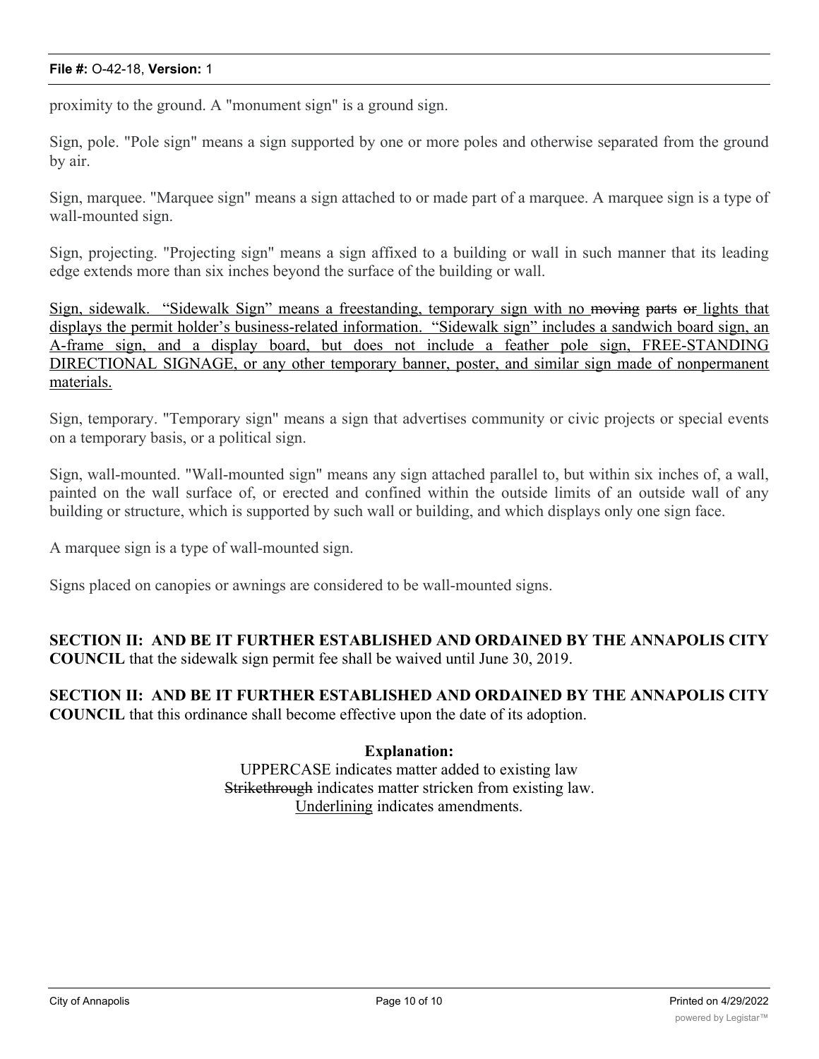proximity to the ground. A "monument sign" is a ground sign.

Sign, pole. "Pole sign" means a sign supported by one or more poles and otherwise separated from the ground by air.

Sign, marquee. "Marquee sign" means a sign attached to or made part of a marquee. A marquee sign is a type of wall-mounted sign.

Sign, projecting. "Projecting sign" means a sign affixed to a building or wall in such manner that its leading edge extends more than six inches beyond the surface of the building or wall.

<u>Sign, sidewalk. "Sidewalk Sign" means a freestanding, temporary sign with no ~~moving~~ ~~parts~~ ~~or~~ lights that displays the permit holder's business-related information. "Sidewalk sign" includes a sandwich board sign, an A-frame sign, and a display board, but does not include a feather pole sign, FREE-STANDING DIRECTIONAL SIGNAGE, or any other temporary banner, poster, and similar sign made of nonpermanent materials.</u>

Sign, temporary. "Temporary sign" means a sign that advertises community or civic projects or special events on a temporary basis, or a political sign.

Sign, wall-mounted. "Wall-mounted sign" means any sign attached parallel to, but within six inches of, a wall, painted on the wall surface of, or erected and confined within the outside limits of an outside wall of any building or structure, which is supported by such wall or building, and which displays only one sign face.

A marquee sign is a type of wall-mounted sign.

Signs placed on canopies or awnings are considered to be wall-mounted signs.

**SECTION II: AND BE IT FURTHER ESTABLISHED AND ORDAINED BY THE ANNAPOLIS CITY COUNCIL** that the sidewalk sign permit fee shall be waived until June 30, 2019.

**SECTION II: AND BE IT FURTHER ESTABLISHED AND ORDAINED BY THE ANNAPOLIS CITY COUNCIL** that this ordinance shall become effective upon the date of its adoption.

**Explanation:**

UPPERCASE indicates matter added to existing law

~~Strikethrough~~ indicates matter stricken from existing law.

<u>Underlining</u> indicates amendments.